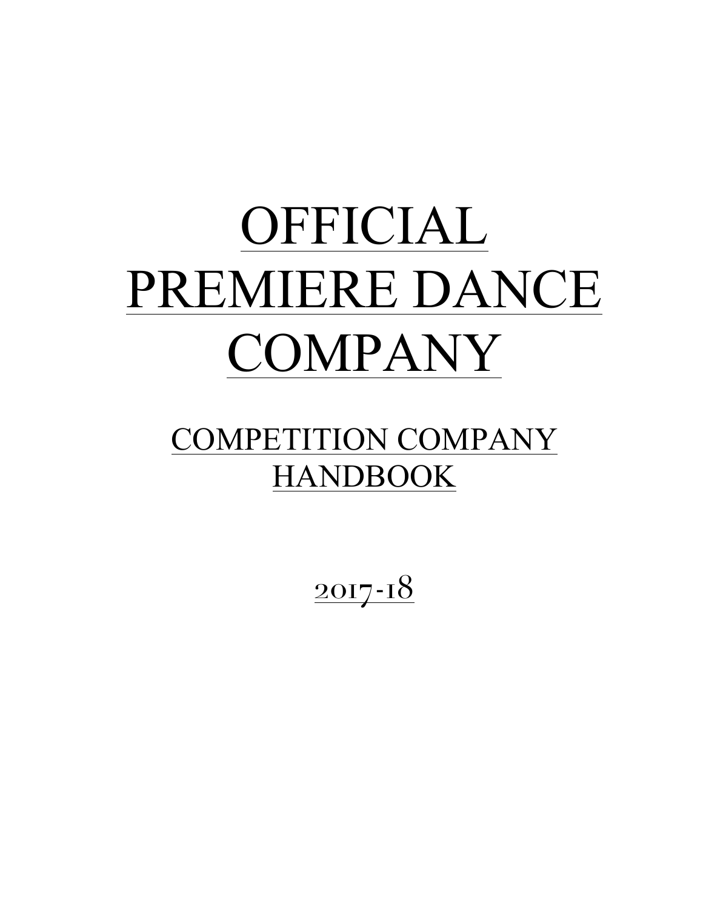# OFFICIAL PREMIERE DANCE COMPANY

## COMPETITION COMPANY HANDBOOK

2017-18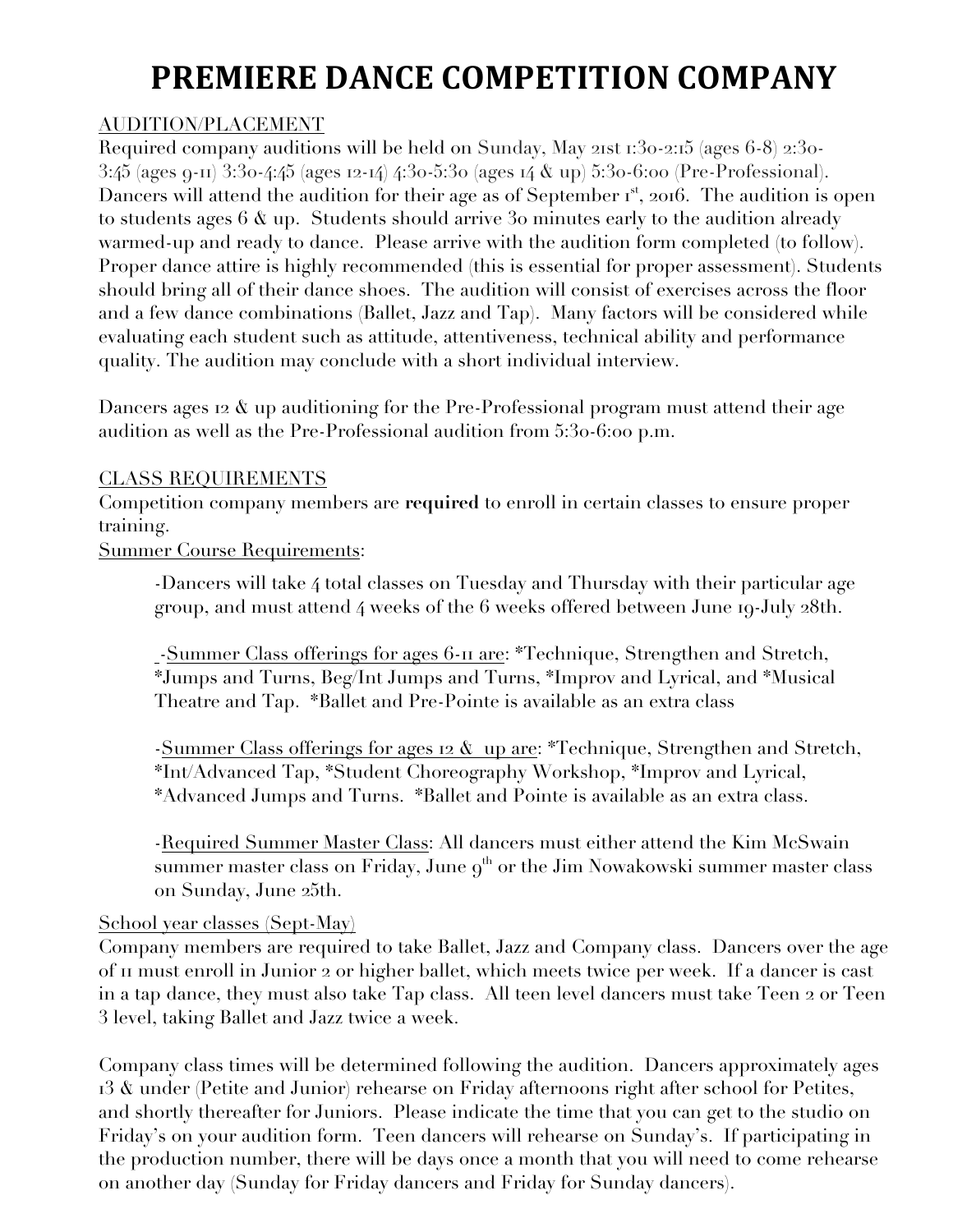# PREMIERE DANCE COMPETITION COMPANY

AUDITION/PLACEMENT

Required company auditions will be held on Sunday, May 21st 1:30-2:15 (ages 6-8) 2:30-3:45 (ages 9-11) 3:30-4:45 (ages 12-14) 4:30-5:30 (ages 14 & up) 5:30-6:00 (Pre-Professional). Dancers will attend the audition for their age as of September 1st, 2016. The audition is open to students ages 6 & up. Students should arrive 30 minutes early to the audition already warmed-up and ready to dance. Please arrive with the audition form completed (to follow). Proper dance attire is highly recommended (this is essential for proper assessment). Students should bring all of their dance shoes. The audition will consist of exercises across the floor and a few dance combinations (Ballet, Jazz and Tap). Many factors will be considered while evaluating each student such as attitude, attentiveness, technical ability and performance quality. The audition may conclude with a short individual interview.

Dancers ages 12 & up auditioning for the Pre-Professional program must attend their age audition as well as the Pre-Professional audition from 5:30-6:00 p.m.

CLASS REQUIREMENTS

Competition company members are **required** to enroll in certain classes to ensure proper training.

Summer Course Requirements:

-Dancers will take 4 total classes on Tuesday and Thursday with their particular age group, and must attend 4 weeks of the 6 weeks offered between June 19-July 28th.

-Summer Class offerings for ages 6-11 are: *Technique, Strengthen and Stretch, *Jumps and Turns, Beg/Int Jumps and Turns, *Improv and Lyrical, and *Musical Theatre and Tap. *Ballet and Pre-Pointe is available as an extra class

-Summer Class offerings for ages 12 & up are: *Technique, Strengthen and Stretch, *Int/Advanced Tap, *Student Choreography Workshop, *Improv and Lyrical, *Advanced Jumps and Turns. *Ballet and Pointe is available as an extra class.

-Required Summer Master Class: All dancers must either attend the Kim McSwain summer master class on Friday, June 9th or the Jim Nowakowski summer master class on Sunday, June 25th.

School year classes (Sept-May)

Company members are required to take Ballet, Jazz and Company class. Dancers over the age of 11 must enroll in Junior 2 or higher ballet, which meets twice per week. If a dancer is cast in a tap dance, they must also take Tap class. All teen level dancers must take Teen 2 or Teen 3 level, taking Ballet and Jazz twice a week.

Company class times will be determined following the audition. Dancers approximately ages 13 & under (Petite and Junior) rehearse on Friday afternoons right after school for Petites, and shortly thereafter for Juniors. Please indicate the time that you can get to the studio on Friday's on your audition form. Teen dancers will rehearse on Sunday's. If participating in the production number, there will be days once a month that you will need to come rehearse on another day (Sunday for Friday dancers and Friday for Sunday dancers).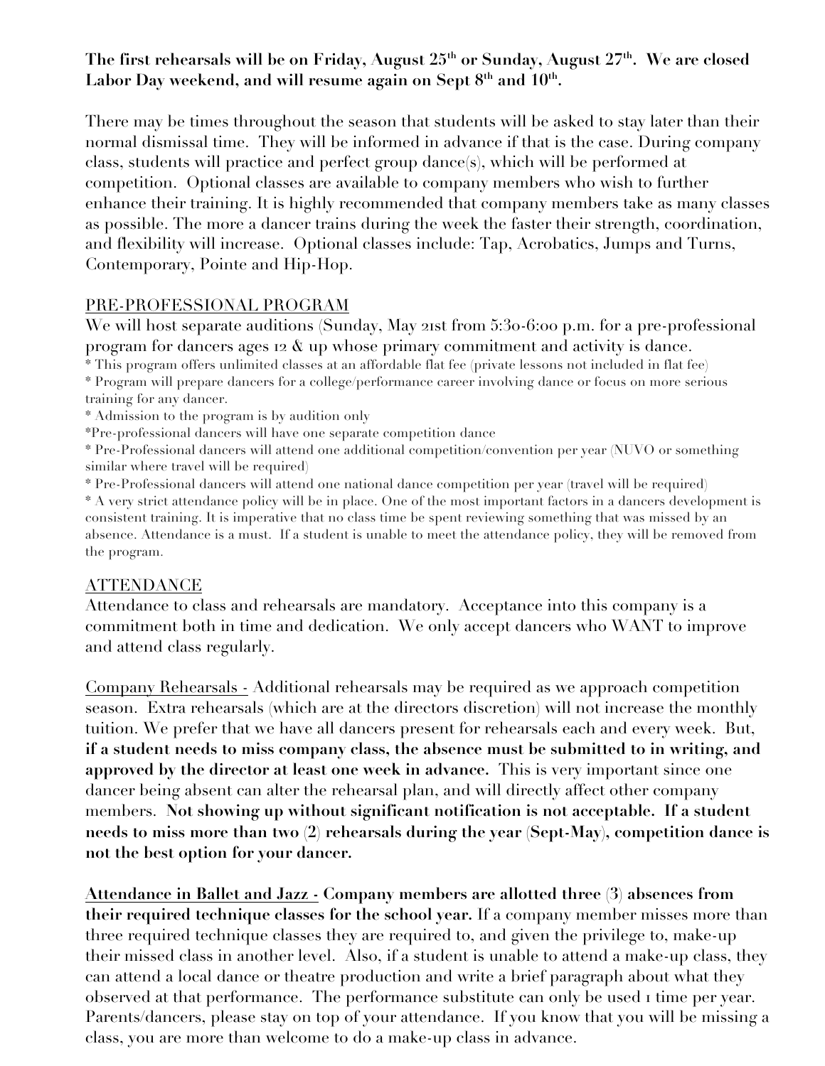**The first rehearsals will be on Friday, August 25th or Sunday, August 27th. We are closed Labor Day weekend, and will resume again on Sept 8th and 10th.**

There may be times throughout the season that students will be asked to stay later than their normal dismissal time. They will be informed in advance if that is the case. During company class, students will practice and perfect group dance(s), which will be performed at competition. Optional classes are available to company members who wish to further enhance their training. It is highly recommended that company members take as many classes as possible. The more a dancer trains during the week the faster their strength, coordination, and flexibility will increase. Optional classes include: Tap, Acrobatics, Jumps and Turns, Contemporary, Pointe and Hip-Hop.

PRE-PROFESSIONAL PROGRAM

We will host separate auditions (Sunday, May 21st from 5:30-6:00 p.m. for a pre-professional program for dancers ages 12 & up whose primary commitment and activity is dance.

* This program offers unlimited classes at an affordable flat fee (private lessons not included in flat fee)
* Program will prepare dancers for a college/performance career involving dance or focus on more serious training for any dancer.
* Admission to the program is by audition only
* Pre-professional dancers will have one separate competition dance
* Pre-Professional dancers will attend one additional competition/convention per year (NUVO or something similar where travel will be required)
* Pre-Professional dancers will attend one national dance competition per year (travel will be required)
* A very strict attendance policy will be in place. One of the most important factors in a dancers development is consistent training. It is imperative that no class time be spent reviewing something that was missed by an absence. Attendance is a must. If a student is unable to meet the attendance policy, they will be removed from the program.

ATTENDANCE

Attendance to class and rehearsals are mandatory. Acceptance into this company is a commitment both in time and dedication. We only accept dancers who WANT to improve and attend class regularly.

Company Rehearsals - Additional rehearsals may be required as we approach competition season. Extra rehearsals (which are at the directors discretion) will not increase the monthly tuition. We prefer that we have all dancers present for rehearsals each and every week. But, **if a student needs to miss company class, the absence must be submitted to in writing, and approved by the director at least one week in advance.** This is very important since one dancer being absent can alter the rehearsal plan, and will directly affect other company members. **Not showing up without significant notification is not acceptable. If a student needs to miss more than two (2) rehearsals during the year (Sept-May), competition dance is not the best option for your dancer.**

**Attendance in Ballet and Jazz - Company members are allotted three (3) absences from their required technique classes for the school year.** If a company member misses more than three required technique classes they are required to, and given the privilege to, make-up their missed class in another level. Also, if a student is unable to attend a make-up class, they can attend a local dance or theatre production and write a brief paragraph about what they observed at that performance. The performance substitute can only be used 1 time per year. Parents/dancers, please stay on top of your attendance. If you know that you will be missing a class, you are more than welcome to do a make-up class in advance.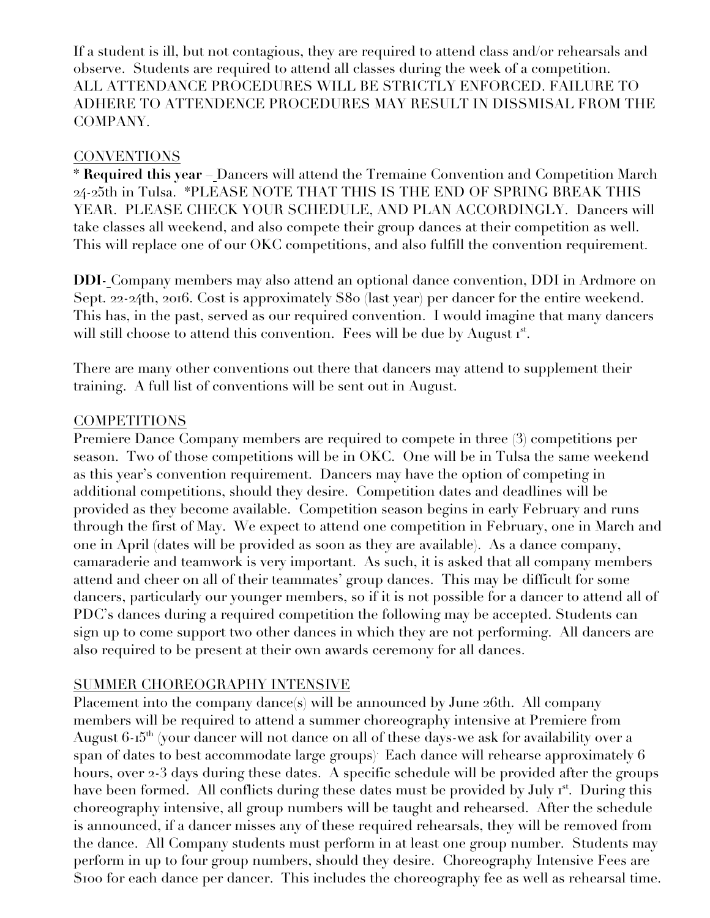If a student is ill, but not contagious, they are required to attend class and/or rehearsals and observe. Students are required to attend all classes during the week of a competition. ALL ATTENDANCE PROCEDURES WILL BE STRICTLY ENFORCED. FAILURE TO ADHERE TO ATTENDENCE PROCEDURES MAY RESULT IN DISSMISAL FROM THE COMPANY.

## CONVENTIONS

* **Required this year** – Dancers will attend the Tremaine Convention and Competition March 24-25th in Tulsa. *PLEASE NOTE THAT THIS IS THE END OF SPRING BREAK THIS YEAR. PLEASE CHECK YOUR SCHEDULE, AND PLAN ACCORDINGLY. Dancers will take classes all weekend, and also compete their group dances at their competition as well. This will replace one of our OKC competitions, and also fulfill the convention requirement.

**DDI-** Company members may also attend an optional dance convention, DDI in Ardmore on Sept. 22-24th, 2016. Cost is approximately $80 (last year) per dancer for the entire weekend. This has, in the past, served as our required convention. I would imagine that many dancers will still choose to attend this convention. Fees will be due by August 1st.

There are many other conventions out there that dancers may attend to supplement their training. A full list of conventions will be sent out in August.

## COMPETITIONS

Premiere Dance Company members are required to compete in three (3) competitions per season. Two of those competitions will be in OKC. One will be in Tulsa the same weekend as this year's convention requirement. Dancers may have the option of competing in additional competitions, should they desire. Competition dates and deadlines will be provided as they become available. Competition season begins in early February and runs through the first of May. We expect to attend one competition in February, one in March and one in April (dates will be provided as soon as they are available). As a dance company, camaraderie and teamwork is very important. As such, it is asked that all company members attend and cheer on all of their teammates' group dances. This may be difficult for some dancers, particularly our younger members, so if it is not possible for a dancer to attend all of PDC's dances during a required competition the following may be accepted. Students can sign up to come support two other dances in which they are not performing. All dancers are also required to be present at their own awards ceremony for all dances.

## SUMMER CHOREOGRAPHY INTENSIVE

Placement into the company dance(s) will be announced by June 26th. All company members will be required to attend a summer choreography intensive at Premiere from August 6-15th (your dancer will not dance on all of these days-we ask for availability over a span of dates to best accommodate large groups). Each dance will rehearse approximately 6 hours, over 2-3 days during these dates. A specific schedule will be provided after the groups have been formed. All conflicts during these dates must be provided by July 1st. During this choreography intensive, all group numbers will be taught and rehearsed. After the schedule is announced, if a dancer misses any of these required rehearsals, they will be removed from the dance. All Company students must perform in at least one group number. Students may perform in up to four group numbers, should they desire. Choreography Intensive Fees are $100 for each dance per dancer. This includes the choreography fee as well as rehearsal time.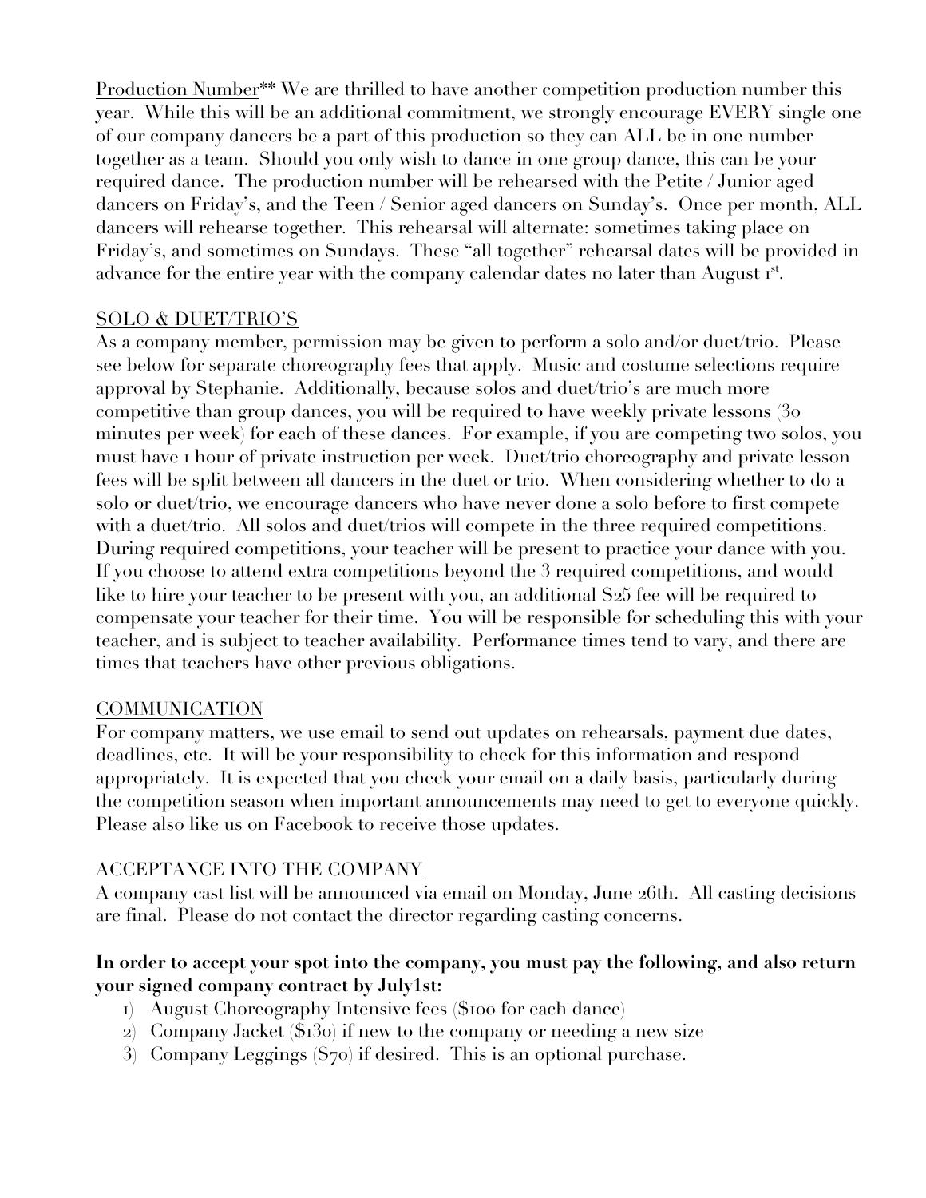Production Number** We are thrilled to have another competition production number this year. While this will be an additional commitment, we strongly encourage EVERY single one of our company dancers be a part of this production so they can ALL be in one number together as a team. Should you only wish to dance in one group dance, this can be your required dance. The production number will be rehearsed with the Petite / Junior aged dancers on Friday's, and the Teen / Senior aged dancers on Sunday's. Once per month, ALL dancers will rehearse together. This rehearsal will alternate: sometimes taking place on Friday's, and sometimes on Sundays. These "all together" rehearsal dates will be provided in advance for the entire year with the company calendar dates no later than August 1st.

## SOLO & DUET/TRIO'S

As a company member, permission may be given to perform a solo and/or duet/trio. Please see below for separate choreography fees that apply. Music and costume selections require approval by Stephanie. Additionally, because solos and duet/trio's are much more competitive than group dances, you will be required to have weekly private lessons (30 minutes per week) for each of these dances. For example, if you are competing two solos, you must have 1 hour of private instruction per week. Duet/trio choreography and private lesson fees will be split between all dancers in the duet or trio. When considering whether to do a solo or duet/trio, we encourage dancers who have never done a solo before to first compete with a duet/trio. All solos and duet/trios will compete in the three required competitions. During required competitions, your teacher will be present to practice your dance with you. If you choose to attend extra competitions beyond the 3 required competitions, and would like to hire your teacher to be present with you, an additional $25 fee will be required to compensate your teacher for their time. You will be responsible for scheduling this with your teacher, and is subject to teacher availability. Performance times tend to vary, and there are times that teachers have other previous obligations.

## COMMUNICATION

For company matters, we use email to send out updates on rehearsals, payment due dates, deadlines, etc. It will be your responsibility to check for this information and respond appropriately. It is expected that you check your email on a daily basis, particularly during the competition season when important announcements may need to get to everyone quickly. Please also like us on Facebook to receive those updates.

## ACCEPTANCE INTO THE COMPANY

A company cast list will be announced via email on Monday, June 26th. All casting decisions are final. Please do not contact the director regarding casting concerns.

**In order to accept your spot into the company, you must pay the following, and also return your signed company contract by July1st:**

1) August Choreography Intensive fees ($100 for each dance)
2) Company Jacket ($130) if new to the company or needing a new size
3) Company Leggings ($70) if desired. This is an optional purchase.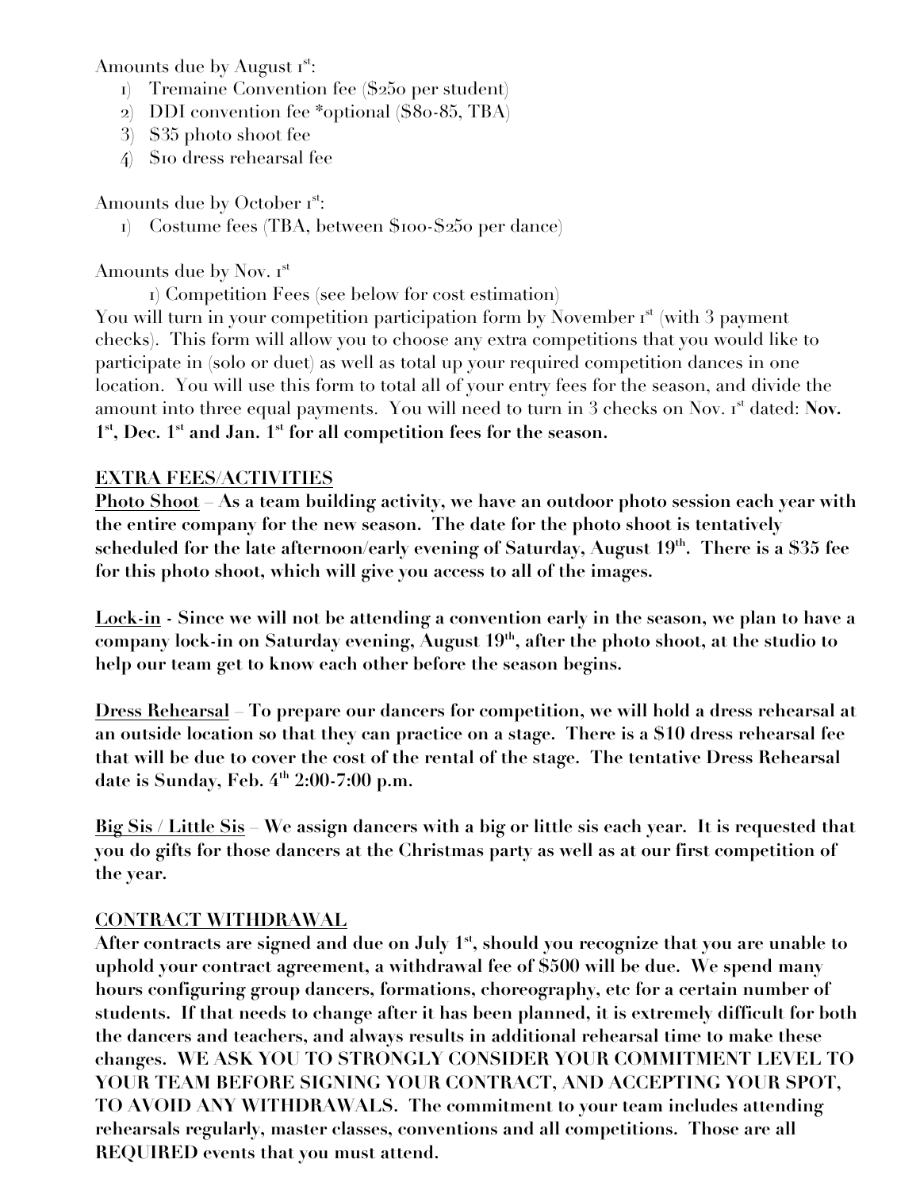Amounts due by August 1[st]:

1) Tremaine Convention fee ($250 per student)
2) DDI convention fee *optional ($80-85, TBA)
3) $35 photo shoot fee
4) $10 dress rehearsal fee

Amounts due by October 1[st]:

1) Costume fees (TBA, between $100-$250 per dance)

Amounts due by Nov. 1[st]

1) Competition Fees (see below for cost estimation)

You will turn in your competition participation form by November 1[st] (with 3 payment checks). This form will allow you to choose any extra competitions that you would like to participate in (solo or duet) as well as total up your required competition dances in one location. You will use this form to total all of your entry fees for the season, and divide the amount into three equal payments. You will need to turn in 3 checks on Nov. 1[st] dated: **Nov. 1[st], Dec. 1[st] and Jan. 1[st] for all competition fees for the season.**

## EXTRA FEES/ACTIVITIES

**Photo Shoot – As a team building activity, we have an outdoor photo session each year with the entire company for the new season. The date for the photo shoot is tentatively scheduled for the late afternoon/early evening of Saturday, August 19[th]. There is a $35 fee for this photo shoot, which will give you access to all of the images.**

**Lock-in - Since we will not be attending a convention early in the season, we plan to have a company lock-in on Saturday evening, August 19[th], after the photo shoot, at the studio to help our team get to know each other before the season begins.**

**Dress Rehearsal – To prepare our dancers for competition, we will hold a dress rehearsal at an outside location so that they can practice on a stage. There is a $10 dress rehearsal fee that will be due to cover the cost of the rental of the stage. The tentative Dress Rehearsal date is Sunday, Feb. 4[th] 2:00-7:00 p.m.**

**Big Sis / Little Sis – We assign dancers with a big or little sis each year. It is requested that you do gifts for those dancers at the Christmas party as well as at our first competition of the year.**

## CONTRACT WITHDRAWAL

**After contracts are signed and due on July 1[st], should you recognize that you are unable to uphold your contract agreement, a withdrawal fee of $500 will be due. We spend many hours configuring group dancers, formations, choreography, etc for a certain number of students. If that needs to change after it has been planned, it is extremely difficult for both the dancers and teachers, and always results in additional rehearsal time to make these changes. WE ASK YOU TO STRONGLY CONSIDER YOUR COMMITMENT LEVEL TO YOUR TEAM BEFORE SIGNING YOUR CONTRACT, AND ACCEPTING YOUR SPOT, TO AVOID ANY WITHDRAWALS. The commitment to your team includes attending rehearsals regularly, master classes, conventions and all competitions. Those are all REQUIRED events that you must attend.**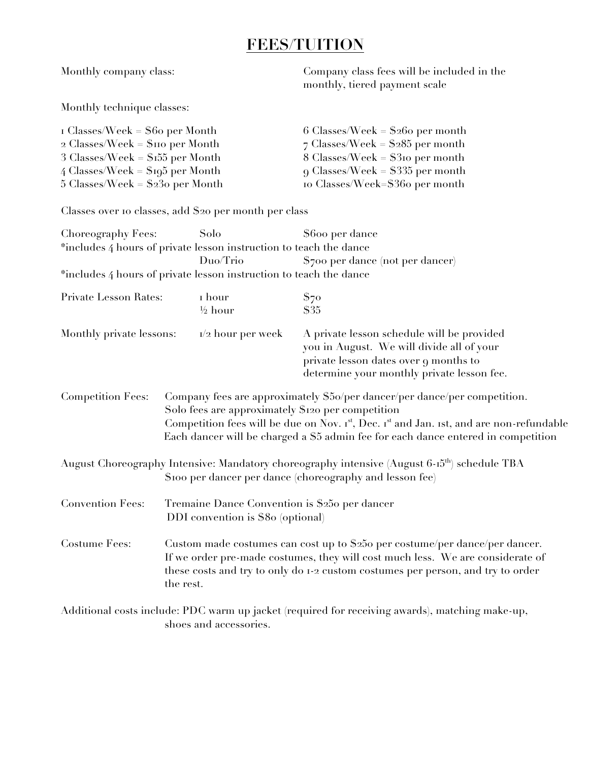# FEES/TUITION

Monthly company class: Company class fees will be included in the monthly, tiered payment scale

Monthly technique classes:

| | |
|---|---|
| 1 Classes/Week = $60 per Month | 6 Classes/Week = $260 per month |
| 2 Classes/Week = $110 per Month | 7 Classes/Week = $285 per month |
| 3 Classes/Week = $155 per Month | 8 Classes/Week = $310 per month |
| 4 Classes/Week = $195 per Month | 9 Classes/Week = $335 per month |
| 5 Classes/Week = $230 per Month | 10 Classes/Week=$360 per month |

Classes over 10 classes, add $20 per month per class

Choreography Fees: Solo $600 per dance
*includes 4 hours of private lesson instruction to teach the dance
Duo/Trio $700 per dance (not per dancer)
*includes 4 hours of private lesson instruction to teach the dance

Private Lesson Rates: 1 hour $70
½ hour $35

Monthly private lessons: 1/2 hour per week — A private lesson schedule will be provided you in August. We will divide all of your private lesson dates over 9 months to determine your monthly private lesson fee.

Competition Fees: Company fees are approximately $50/per dancer/per dance/per competition.
Solo fees are approximately $120 per competition
Competition fees will be due on Nov. 1st, Dec. 1st and Jan. 1st, and are non-refundable
Each dancer will be charged a $5 admin fee for each dance entered in competition

August Choreography Intensive: Mandatory choreography intensive (August 6-15th) schedule TBA
$100 per dancer per dance (choreography and lesson fee)

Convention Fees: Tremaine Dance Convention is $250 per dancer
DDI convention is $80 (optional)

Costume Fees: Custom made costumes can cost up to $250 per costume/per dance/per dancer. If we order pre-made costumes, they will cost much less. We are considerate of these costs and try to only do 1-2 custom costumes per person, and try to order the rest.

Additional costs include: PDC warm up jacket (required for receiving awards), matching make-up, shoes and accessories.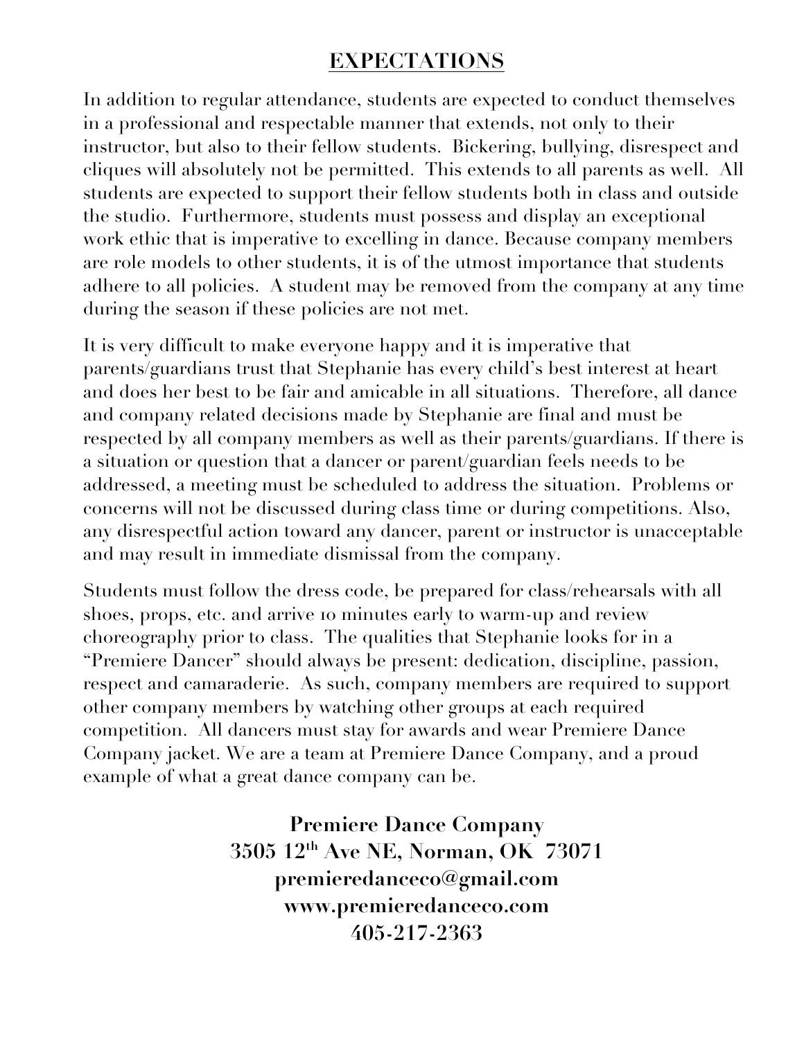# EXPECTATIONS

In addition to regular attendance, students are expected to conduct themselves in a professional and respectable manner that extends, not only to their instructor, but also to their fellow students. Bickering, bullying, disrespect and cliques will absolutely not be permitted. This extends to all parents as well. All students are expected to support their fellow students both in class and outside the studio. Furthermore, students must possess and display an exceptional work ethic that is imperative to excelling in dance. Because company members are role models to other students, it is of the utmost importance that students adhere to all policies. A student may be removed from the company at any time during the season if these policies are not met.

It is very difficult to make everyone happy and it is imperative that parents/guardians trust that Stephanie has every child's best interest at heart and does her best to be fair and amicable in all situations. Therefore, all dance and company related decisions made by Stephanie are final and must be respected by all company members as well as their parents/guardians. If there is a situation or question that a dancer or parent/guardian feels needs to be addressed, a meeting must be scheduled to address the situation. Problems or concerns will not be discussed during class time or during competitions. Also, any disrespectful action toward any dancer, parent or instructor is unacceptable and may result in immediate dismissal from the company.

Students must follow the dress code, be prepared for class/rehearsals with all shoes, props, etc. and arrive 10 minutes early to warm-up and review choreography prior to class. The qualities that Stephanie looks for in a "Premiere Dancer" should always be present: dedication, discipline, passion, respect and camaraderie. As such, company members are required to support other company members by watching other groups at each required competition. All dancers must stay for awards and wear Premiere Dance Company jacket. We are a team at Premiere Dance Company, and a proud example of what a great dance company can be.

**Premiere Dance Company**
**3505 12th Ave NE, Norman, OK 73071**
**premieredanceco@gmail.com**
**www.premieredanceco.com**
**405-217-2363**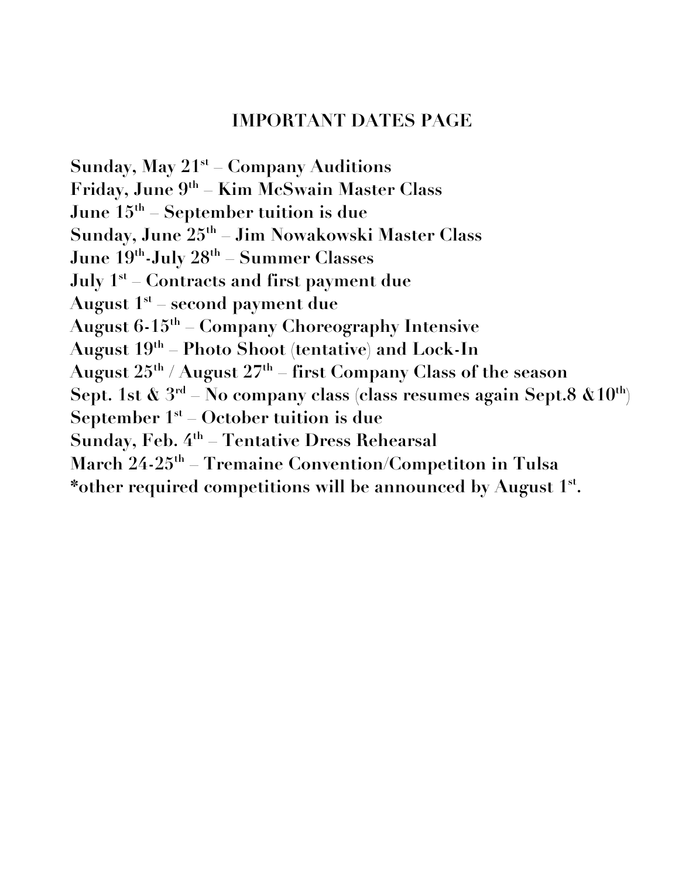## IMPORTANT DATES PAGE

**Sunday, May 21st – Company Auditions**
**Friday, June 9th – Kim McSwain Master Class**
**June 15th – September tuition is due**
**Sunday, June 25th – Jim Nowakowski Master Class**
**June 19th-July 28th – Summer Classes**
**July 1st – Contracts and first payment due**
**August 1st – second payment due**
**August 6-15th – Company Choreography Intensive**
**August 19th – Photo Shoot (tentative) and Lock-In**
**August 25th / August 27th – first Company Class of the season**
**Sept. 1st & 3rd – No company class (class resumes again Sept.8 &10th)**
**September 1st – October tuition is due**
**Sunday, Feb. 4th – Tentative Dress Rehearsal**
**March 24-25th – Tremaine Convention/Competiton in Tulsa**
**\*other required competitions will be announced by August 1st.**